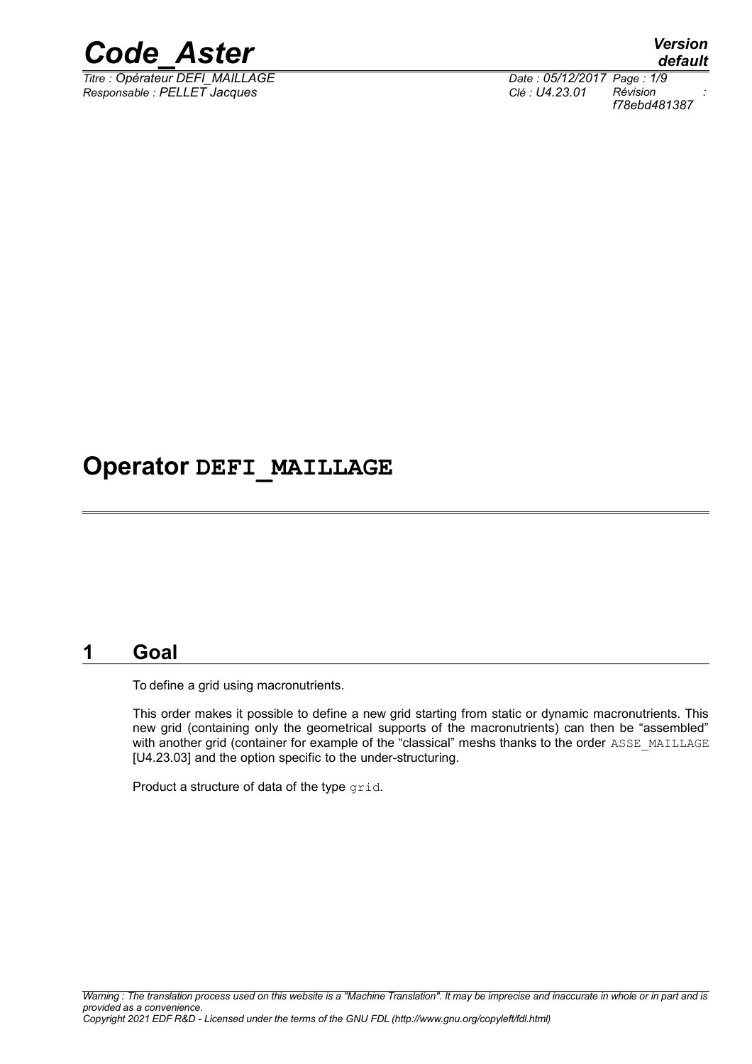# Operator DEFI_MAILLAGE

## 1 Goal

To define a grid using macronutrients.

This order makes it possible to define a new grid starting from static or dynamic macronutrients. This new grid (containing only the geometrical supports of the macronutrients) can then be "assembled" with another grid (container for example of the "classical" meshs thanks to the order ASSE_MAILLAGE [U4.23.03] and the option specific to the under-structuring.

Product a structure of data of the type grid.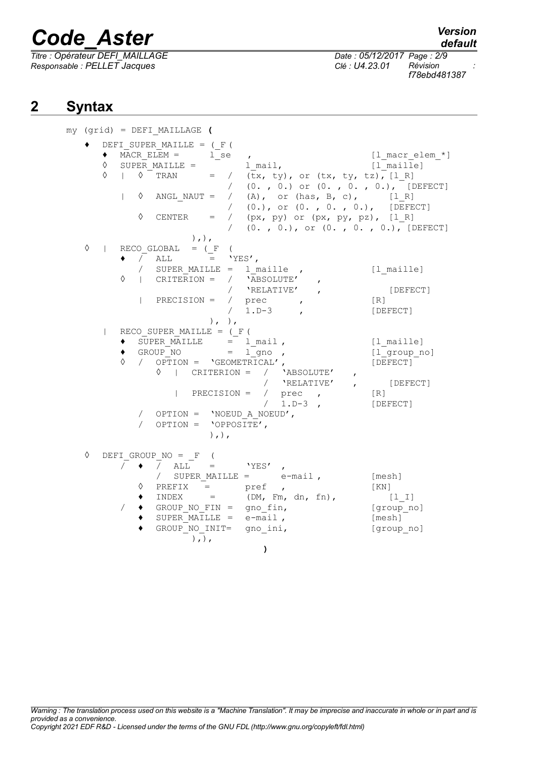## 2 Syntax

```
my (grid) = DEFI_MAILLAGE (

   ♦  DEFI_SUPER_MAILLE = (_F (
      ♦  MACR_ELEM =      l_se   ,                       [l_macr_elem_*]
      ◊  SUPER_MAILLE =         l_mail,                  [l_maille]
      ◊  |  ◊  TRAN      =  /  (tx, ty), or (tx, ty, tz), [l_R]
                            /  (0. , 0.) or (0. , 0. , 0.), [DEFECT]
         |  ◊  ANGL_NAUT =  /  (A),  or (has, B, c),      [l_R]
                            /  (0.), or (0. , 0. , 0.),   [DEFECT]
            ◊  CENTER    =  /  (px, py) or (px, py, pz), [l_R]
                            /  (0. , 0.), or (0. , 0. , 0.), [DEFECT]
                    ),),
   ◊  |  RECO_GLOBAL  = (_F  (
      ♦  /  ALL        =   'YES',
         /  SUPER_MAILLE =  l_maille  ,                  [l_maille]
      ◊  |  CRITERION =  /  'ABSOLUTE'    ,
                         /  'RELATIVE'    ,               [DEFECT]
         |  PRECISION =  /  prec       ,                 [R]
                         /  1.D-3      ,                 [DEFECT]
                       ), ),
      |  RECO_SUPER_MAILLE = (_F (
      ♦  SUPER_MAILLE     =  l_mail ,                    [l_maille]
      ♦  GROUP_NO         =  l_gno  ,                    [l_group_no]
      ◊  /  OPTION =  'GEOMETRICAL',                     [DEFECT]
            ◊  |  CRITERION =  /  'ABSOLUTE'    ,
                               /  'RELATIVE'    ,         [DEFECT]
               |  PRECISION =  /  prec  ,                [R]
                               /  1.D-3 ,                [DEFECT]
         /  OPTION =  'NOEUD_A_NOEUD',
         /  OPTION =  'OPPOSITE',
                      ),),

   ◊  DEFI_GROUP_NO = _F  (
      /  ♦  /  ALL    =      'YES'  ,
            /  SUPER_MAILLE =      e-mail ,              [mesh]
         ◊  PREFIX   =      pref   ,                     [KN]
         ♦  INDEX     =      (DM, Fm, dn, fn),             [l_I]
      /  ♦  GROUP_NO_FIN =  gno_fin,                     [group_no]
         ♦  SUPER_MAILLE =  e-mail ,                     [mesh]
         ♦  GROUP_NO_INIT=  gno_ini,                     [group_no]
                 ),),
                             )
```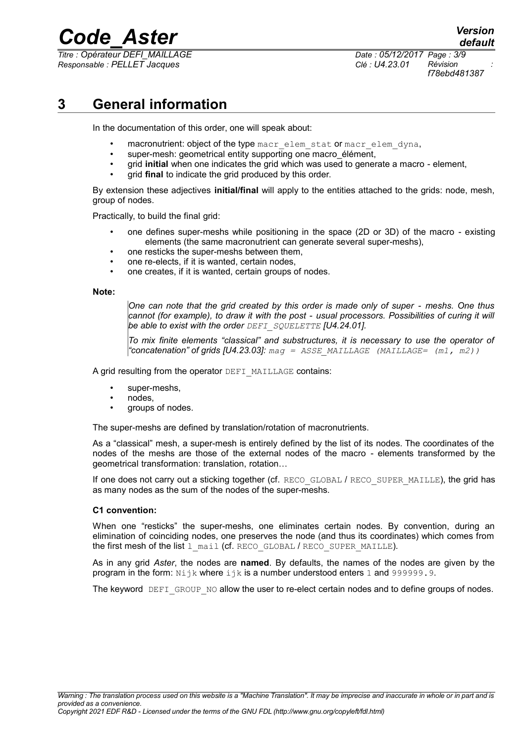# 3 General information

In the documentation of this order, one will speak about:

- macronutrient: object of the type `macr_elem_stat` or `macr_elem_dyna`,
- super-mesh: geometrical entity supporting one macro_élément,
- grid **initial** when one indicates the grid which was used to generate a macro - element,
- grid **final** to indicate the grid produced by this order.

By extension these adjectives **initial/final** will apply to the entities attached to the grids: node, mesh, group of nodes.

Practically, to build the final grid:

- one defines super-meshs while positioning in the space (2D or 3D) of the macro - existing elements (the same macronutrient can generate several super-meshs),
- one resticks the super-meshs between them,
- one re-elects, if it is wanted, certain nodes,
- one creates, if it is wanted, certain groups of nodes.

**Note:**

> *One can note that the grid created by this order is made only of super - meshs. One thus cannot (for example), to draw it with the post - usual processors. Possibilities of curing it will be able to exist with the order `DEFI_SQUELETTE` [U4.24.01].*
>
> *To mix finite elements "classical" and substructures, it is necessary to use the operator of "concatenation" of grids [U4.23.03]: `mag = ASSE_MAILLAGE (MAILLAGE= (m1, m2))`*

A grid resulting from the operator `DEFI_MAILLAGE` contains:

- super-meshs,
- nodes,
- groups of nodes.

The super-meshs are defined by translation/rotation of macronutrients.

As a "classical" mesh, a super-mesh is entirely defined by the list of its nodes. The coordinates of the nodes of the meshs are those of the external nodes of the macro - elements transformed by the geometrical transformation: translation, rotation…

If one does not carry out a sticking together (cf. `RECO_GLOBAL` / `RECO_SUPER_MAILLE`), the grid has as many nodes as the sum of the nodes of the super-meshs.

**C1 convention:**

When one "resticks" the super-meshs, one eliminates certain nodes. By convention, during an elimination of coinciding nodes, one preserves the node (and thus its coordinates) which comes from the first mesh of the list `l_mail` (cf. `RECO_GLOBAL` / `RECO_SUPER_MAILLE`).

As in any grid *Aster*, the nodes are **named**. By defaults, the names of the nodes are given by the program in the form: `Nijk` where `ijk` is a number understood enters `1` and `999999.9`.

The keyword `DEFI_GROUP_NO` allow the user to re-elect certain nodes and to define groups of nodes.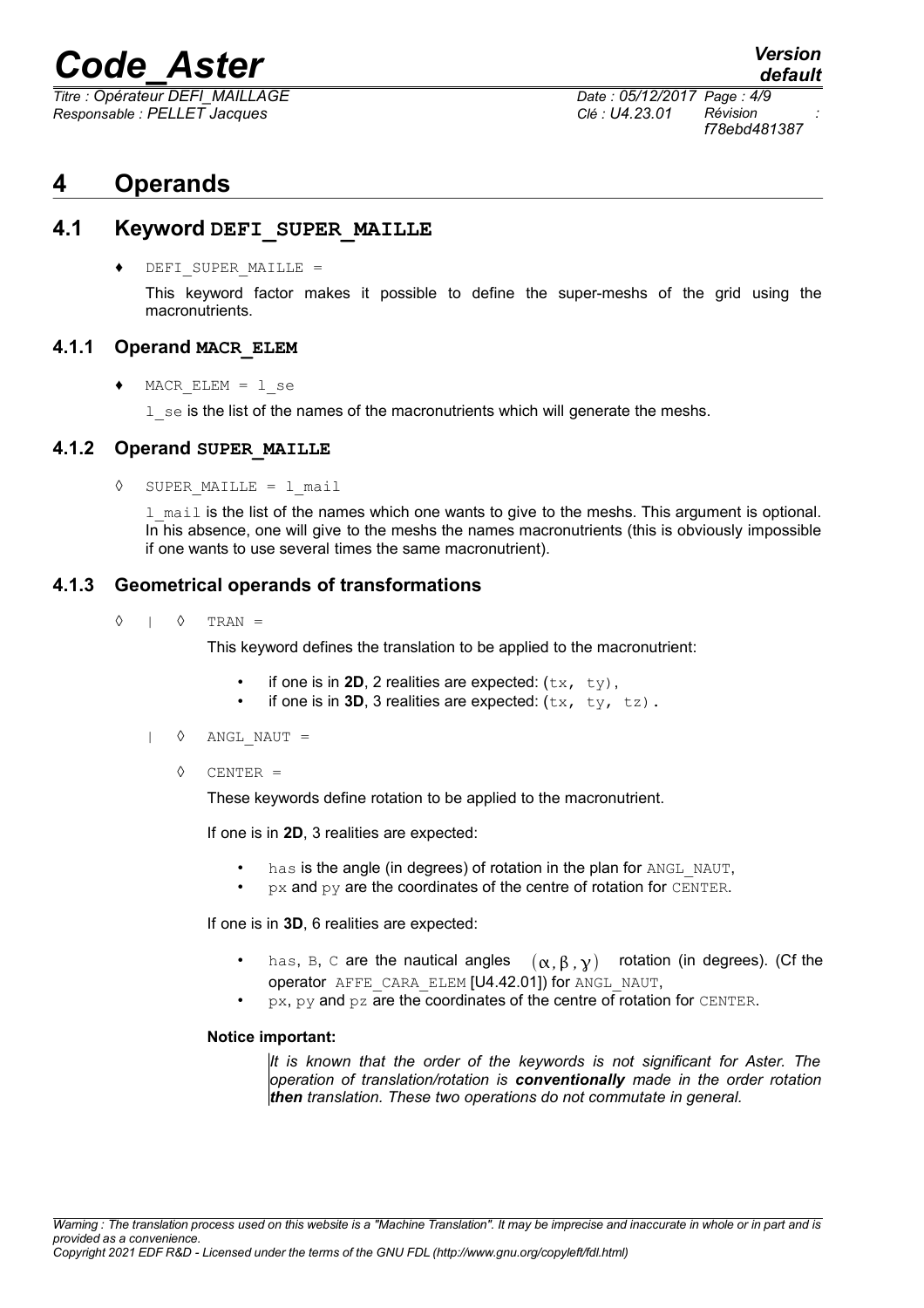# 4 Operands

## 4.1 Keyword DEFI_SUPER_MAILLE

♦ `DEFI_SUPER_MAILLE =`

This keyword factor makes it possible to define the super-meshs of the grid using the macronutrients.

### 4.1.1 Operand MACR_ELEM

♦ `MACR_ELEM = l_se`

`l_se` is the list of the names of the macronutrients which will generate the meshs.

### 4.1.2 Operand SUPER_MAILLE

◊ `SUPER_MAILLE = l_mail`

`l_mail` is the list of the names which one wants to give to the meshs. This argument is optional. In his absence, one will give to the meshs the names macronutrients (this is obviously impossible if one wants to use several times the same macronutrient).

### 4.1.3 Geometrical operands of transformations

◊ | ◊ `TRAN =`

This keyword defines the translation to be applied to the macronutrient:

- if one is in **2D**, 2 realities are expected: (`tx, ty`),
- if one is in **3D**, 3 realities are expected: (`tx, ty, tz`).

| ◊ `ANGL_NAUT =`

◊ `CENTER =`

These keywords define rotation to be applied to the macronutrient.

If one is in **2D**, 3 realities are expected:

- `has` is the angle (in degrees) of rotation in the plan for `ANGL_NAUT`,
- `px` and `py` are the coordinates of the centre of rotation for `CENTER`.

If one is in **3D**, 6 realities are expected:

- `has`, `B`, `C` are the nautical angles $(\alpha, \beta, \gamma)$ rotation (in degrees). (Cf the operator `AFFE_CARA_ELEM` [U4.42.01]) for `ANGL_NAUT`,
- `px`, `py` and `pz` are the coordinates of the centre of rotation for `CENTER`.

**Notice important:**

*It is known that the order of the keywords is not significant for Aster. The operation of translation/rotation is **conventionally** made in the order rotation **then** translation. These two operations do not commutate in general.*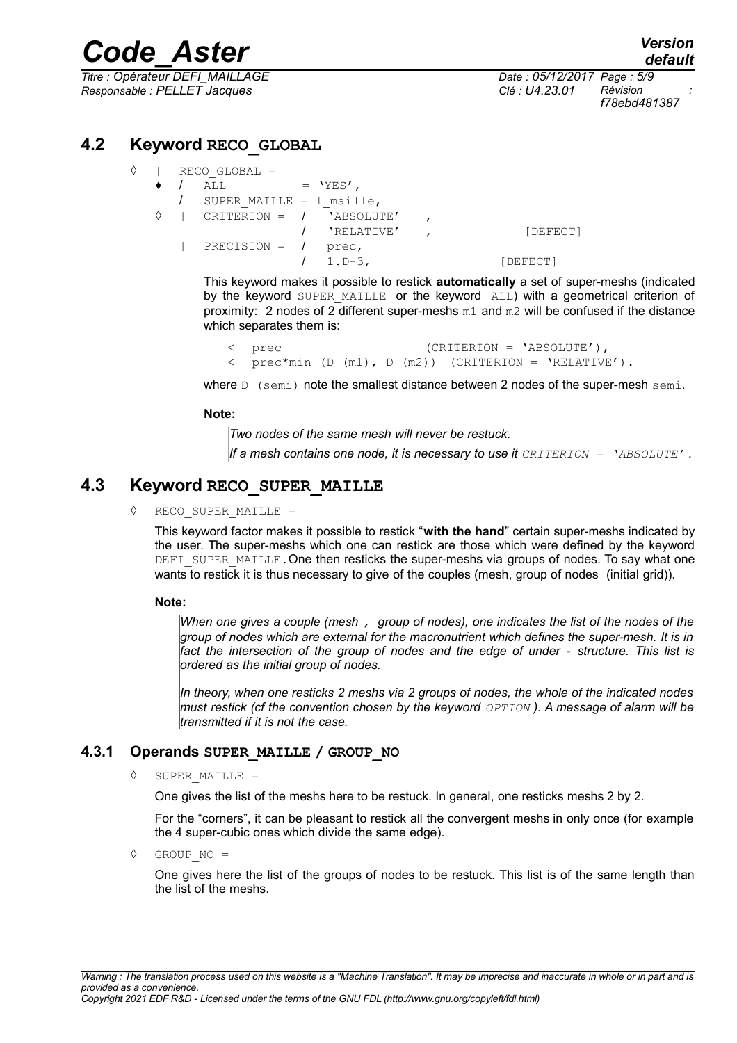## 4.2 Keyword RECO_GLOBAL

```
◊  |  RECO_GLOBAL =
   ♦  /  ALL          = 'YES',
      /  SUPER_MAILLE = l_maille,
   ◊  |  CRITERION =  /  'ABSOLUTE'   ,
                      /  'RELATIVE'   ,              [DEFECT]
      |  PRECISION =  /  prec,
                      /  1.D-3,                      [DEFECT]
```

This keyword makes it possible to restick **automatically** a set of super-meshs (indicated by the keyword SUPER_MAILLE or the keyword ALL) with a geometrical criterion of proximity: 2 nodes of 2 different super-meshs m1 and m2 will be confused if the distance which separates them is:

```
< prec                      (CRITERION = 'ABSOLUTE'),
< prec*min (D (m1), D (m2))  (CRITERION = 'RELATIVE').
```

where D (semi) note the smallest distance between 2 nodes of the super-mesh semi.

**Note:**

*Two nodes of the same mesh will never be restuck.*

*If a mesh contains one node, it is necessary to use it CRITERION = 'ABSOLUTE'.*

## 4.3 Keyword RECO_SUPER_MAILLE

◊ RECO_SUPER_MAILLE =

This keyword factor makes it possible to restick "**with the hand**" certain super-meshs indicated by the user. The super-meshs which one can restick are those which were defined by the keyword DEFI_SUPER_MAILLE.One then resticks the super-meshs via groups of nodes. To say what one wants to restick it is thus necessary to give of the couples (mesh, group of nodes (initial grid)).

**Note:**

*When one gives a couple (mesh , group of nodes), one indicates the list of the nodes of the group of nodes which are external for the macronutrient which defines the super-mesh. It is in fact the intersection of the group of nodes and the edge of under - structure. This list is ordered as the initial group of nodes.*

*In theory, when one resticks 2 meshs via 2 groups of nodes, the whole of the indicated nodes must restick (cf the convention chosen by the keyword OPTION ). A message of alarm will be transmitted if it is not the case.*

### 4.3.1 Operands SUPER_MAILLE / GROUP_NO

◊ SUPER_MAILLE =

One gives the list of the meshs here to be restuck. In general, one resticks meshs 2 by 2.

For the "corners", it can be pleasant to restick all the convergent meshs in only once (for example the 4 super-cubic ones which divide the same edge).

◊ GROUP_NO =

One gives here the list of the groups of nodes to be restuck. This list is of the same length than the list of the meshs.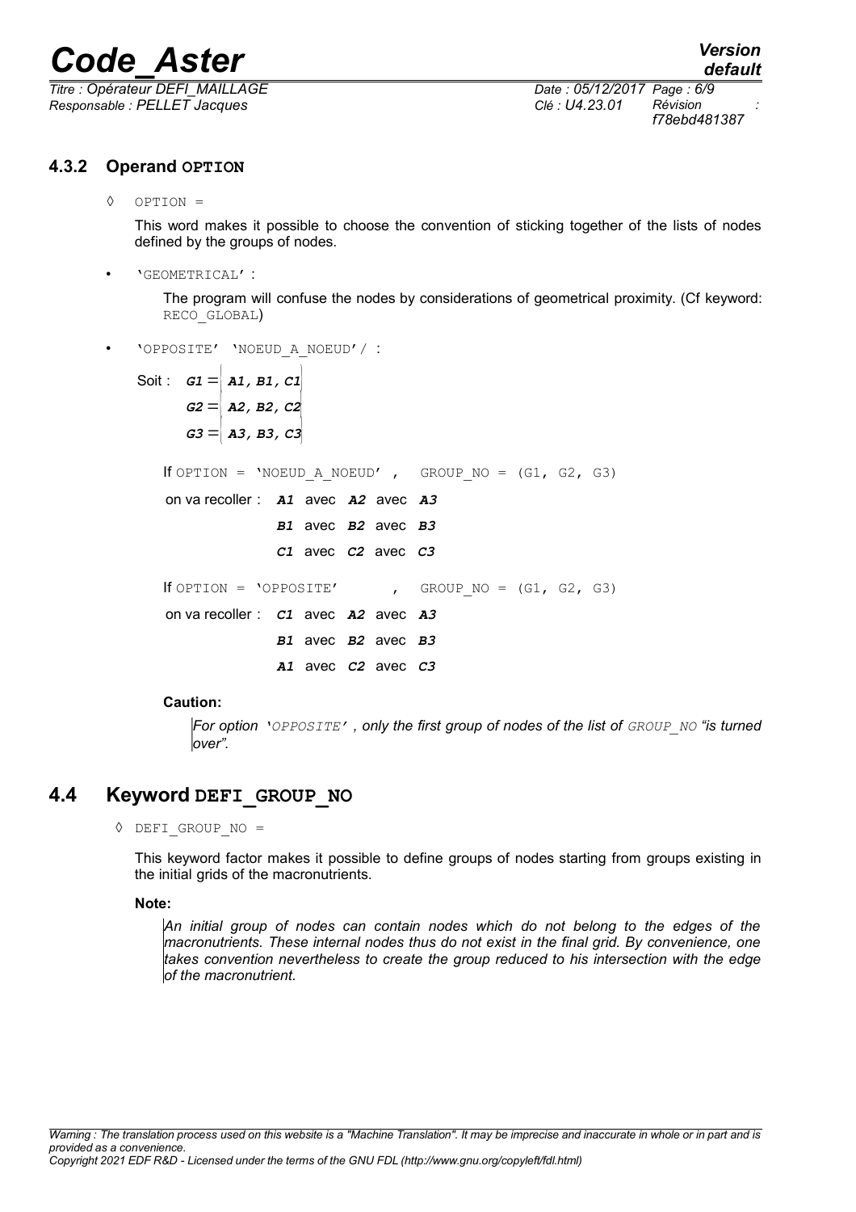### 4.3.2 Operand **OPTION**

◊ OPTION =

This word makes it possible to choose the convention of sticking together of the lists of nodes defined by the groups of nodes.

- 'GEOMETRICAL' :

  The program will confuse the nodes by considerations of geometrical proximity. (Cf keyword: RECO_GLOBAL)

- 'OPPOSITE' 'NOEUD_A_NOEUD'/ :

Soit : $G1 = \left| A1, B1, C1 \right|$

$G2 = \left| A2, B2, C2 \right|$

$G3 = \left| A3, B3, C3 \right|$

If OPTION = 'NOEUD_A_NOEUD' , GROUP_NO = (G1, G2, G3)

on va recoller : ***A1*** avec ***A2*** avec ***A3***

***B1*** avec ***B2*** avec ***B3***

***C1*** avec ***C2*** avec ***C3***

If OPTION = 'OPPOSITE' , GROUP_NO = (G1, G2, G3)

on va recoller : ***C1*** avec ***A2*** avec ***A3***

***B1*** avec ***B2*** avec ***B3***

***A1*** avec ***C2*** avec ***C3***

**Caution:**

*For option 'OPPOSITE' , only the first group of nodes of the list of GROUP_NO "is turned over".*

## 4.4 Keyword **DEFI_GROUP_NO**

◊ DEFI_GROUP_NO =

This keyword factor makes it possible to define groups of nodes starting from groups existing in the initial grids of the macronutrients.

**Note:**

*An initial group of nodes can contain nodes which do not belong to the edges of the macronutrients. These internal nodes thus do not exist in the final grid. By convenience, one takes convention nevertheless to create the group reduced to his intersection with the edge of the macronutrient.*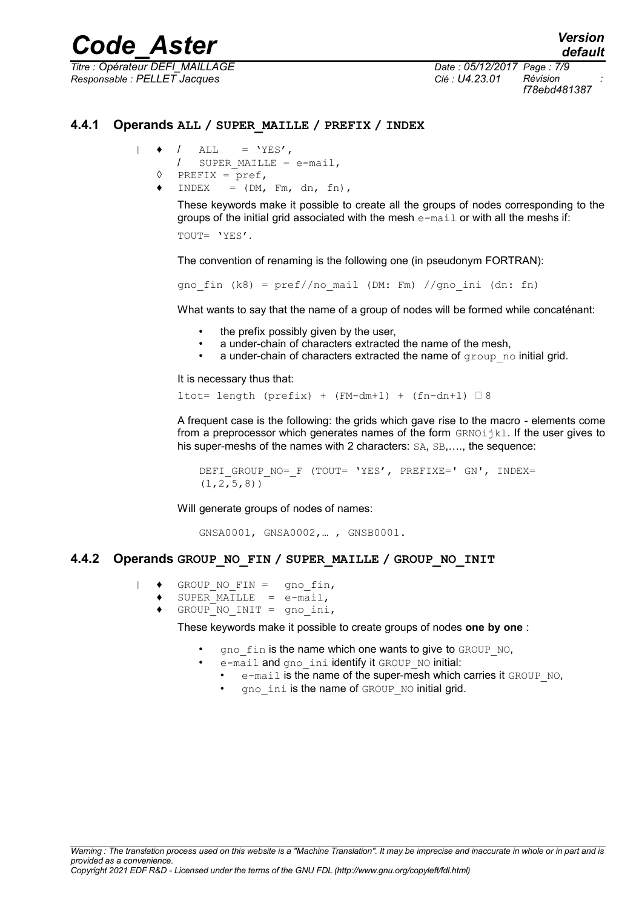### 4.4.1 Operands **ALL / SUPER_MAILLE / PREFIX / INDEX**

```
| ♦ /  ALL    = 'YES',
    /  SUPER_MAILLE = e-mail,
  ◊ PREFIX = pref,
  ♦ INDEX   = (DM, Fm, dn, fn),
```

These keywords make it possible to create all the groups of nodes corresponding to the groups of the initial grid associated with the mesh `e-mail` or with all the meshs if:

`TOUT= 'YES'.`

The convention of renaming is the following one (in pseudonym FORTRAN):

```
gno_fin (k8) = pref//no_mail (DM: Fm) //gno_ini (dn: fn)
```

What wants to say that the name of a group of nodes will be formed while concaténant:

- the prefix possibly given by the user,
- a under-chain of characters extracted the name of the mesh,
- a under-chain of characters extracted the name of `group_no` initial grid.

It is necessary thus that:

```
ltot= length (prefix) + (FM-dm+1) + (fn-dn+1) ≤ 8
```

A frequent case is the following: the grids which gave rise to the macro - elements come from a preprocessor which generates names of the form `GRNOijkl`. If the user gives to his super-meshs of the names with 2 characters: `SA`, `SB`,…., the sequence:

```
DEFI_GROUP_NO=_F (TOUT= 'YES', PREFIXE=' GN', INDEX=
(1,2,5,8))
```

Will generate groups of nodes of names:

```
GNSA0001, GNSA0002,… , GNSB0001.
```

### 4.4.2 Operands **GROUP_NO_FIN / SUPER_MAILLE / GROUP_NO_INIT**

```
| ♦ GROUP_NO_FIN =  gno_fin,
  ♦ SUPER_MAILLE  = e-mail,
  ♦ GROUP_NO_INIT = gno_ini,
```

These keywords make it possible to create groups of nodes **one by one** :

- `gno_fin` is the name which one wants to give to `GROUP_NO`,
- `e-mail` and `gno_ini` identify it `GROUP_NO` initial:
  - `e-mail` is the name of the super-mesh which carries it `GROUP_NO`,
  - `gno_ini` is the name of `GROUP_NO` initial grid.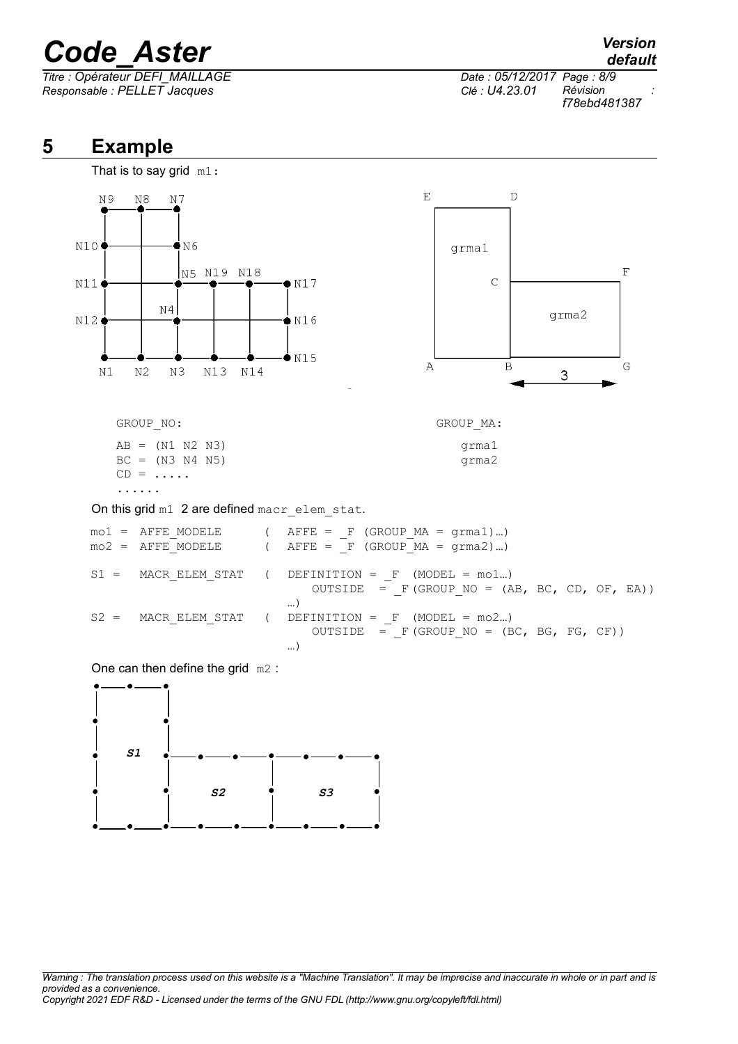# 5 Example

That is to say grid m1:

GROUP_NO:

```
AB = (N1 N2 N3)
BC = (N3 N4 N5)
CD = .....
......
```

GROUP_MA:

```
grma1
grma2
```

On this grid m1 2 are defined macr_elem_stat.

```
mo1 =  AFFE_MODELE      (  AFFE = _F (GROUP_MA = grma1)…)
mo2 =  AFFE_MODELE      (  AFFE = _F (GROUP_MA = grma2)…)

S1 =   MACR_ELEM_STAT   (  DEFINITION = _F  (MODEL = mo1…)
                              OUTSIDE  = _F(GROUP_NO = (AB, BC, CD, OF, EA))
                           …)
S2 =   MACR_ELEM_STAT   (  DEFINITION = _F  (MODEL = mo2…)
                              OUTSIDE  = _F(GROUP_NO = (BC, BG, FG, CF))
                           …)
```

One can then define the grid m2 :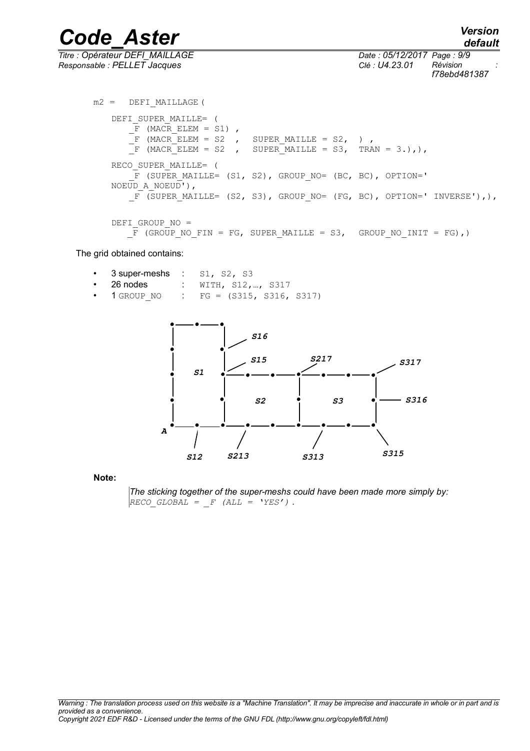```
m2 =   DEFI_MAILLAGE(

    DEFI_SUPER_MAILLE= (
        _F (MACR_ELEM = S1) ,
        _F (MACR_ELEM = S2  ,   SUPER_MAILLE = S2,  ) ,
        _F (MACR_ELEM = S2  ,   SUPER_MAILLE = S3,  TRAN = 3.),),

    RECO_SUPER_MAILLE= (
        _F (SUPER_MAILLE= (S1, S2), GROUP_NO= (BC, BC), OPTION='
    NOEUD_A_NOEUD'),
        _F (SUPER_MAILLE= (S2, S3), GROUP_NO= (FG, BC), OPTION=' INVERSE'),),

    DEFI_GROUP_NO =
        _F (GROUP_NO_FIN = FG, SUPER_MAILLE = S3,   GROUP_NO_INIT = FG),)
```

The grid obtained contains:

- 3 super-meshs : S1, S2, S3
- 26 nodes : WITH, S12,…, S317
- 1 GROUP_NO : FG = (S315, S316, S317)

S16
S15
S217
S317
S1
S2
S3
S316
A
S12
S213
S313
S315

**Note:**

*The sticking together of the super-meshs could have been made more simply by:* *RECO_GLOBAL = _F (ALL = 'YES').*